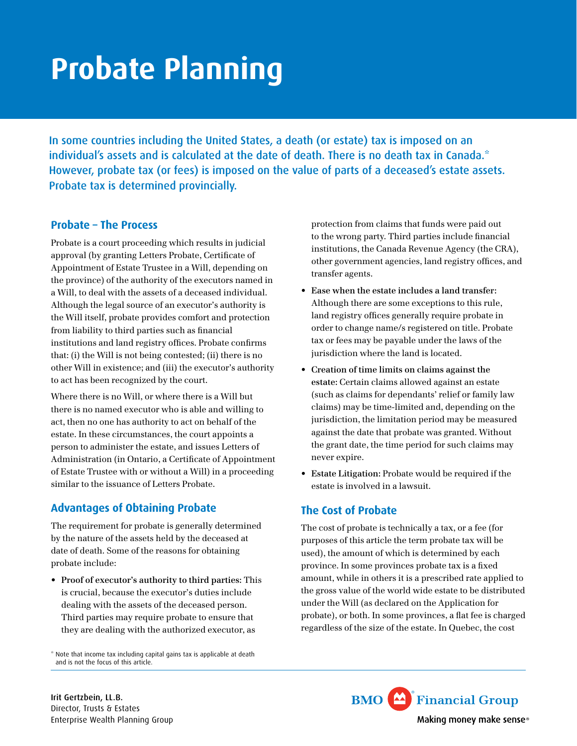# Probate Planning

In some countries including the United States, a death (or estate) tax is imposed on an individual's assets and is calculated at the date of death. There is no death tax in Canada.* However, probate tax (or fees) is imposed on the value of parts of a deceased's estate assets. Probate tax is determined provincially.

## Probate – The Process

Probate is a court proceeding which results in judicial approval (by granting Letters Probate, Certificate of Appointment of Estate Trustee in a Will, depending on the province) of the authority of the executors named in a Will, to deal with the assets of a deceased individual. Although the legal source of an executor's authority is the Will itself, probate provides comfort and protection from liability to third parties such as financial institutions and land registry offices. Probate confirms that: (i) the Will is not being contested; (ii) there is no other Will in existence; and (iii) the executor's authority to act has been recognized by the court.

Where there is no Will, or where there is a Will but there is no named executor who is able and willing to act, then no one has authority to act on behalf of the estate. In these circumstances, the court appoints a person to administer the estate, and issues Letters of Administration (in Ontario, a Certificate of Appointment of Estate Trustee with or without a Will) in a proceeding similar to the issuance of Letters Probate.

## Advantages of Obtaining Probate

The requirement for probate is generally determined by the nature of the assets held by the deceased at date of death. Some of the reasons for obtaining probate include:

- **Proof of executor's authority to third parties:** This is crucial, because the executor's duties include dealing with the assets of the deceased person. Third parties may require probate to ensure that they are dealing with the authorized executor, as protection from claims that funds were paid out to the wrong party. Third parties include financial institutions, the Canada Revenue Agency (the CRA), other government agencies, land registry offices, and transfer agents.
- **Ease when the estate includes a land transfer:** Although there are some exceptions to this rule, land registry offices generally require probate in order to change name/s registered on title. Probate tax or fees may be payable under the laws of the jurisdiction where the land is located.
- **Creation of time limits on claims against the estate:** Certain claims allowed against an estate (such as claims for dependants' relief or family law claims) may be time-limited and, depending on the jurisdiction, the limitation period may be measured against the date that probate was granted. Without the grant date, the time period for such claims may never expire.
- **Estate Litigation:** Probate would be required if the estate is involved in a lawsuit.

## The Cost of Probate

The cost of probate is technically a tax, or a fee (for purposes of this article the term probate tax will be used), the amount of which is determined by each province. In some provinces probate tax is a fixed amount, while in others it is a prescribed rate applied to the gross value of the world wide estate to be distributed under the Will (as declared on the Application for probate), or both. In some provinces, a flat fee is charged regardless of the size of the estate. In Quebec, the cost

\* Note that income tax including capital gains tax is applicable at death and is not the focus of this article.

Irit Gertzbein, LL.B.
Director, Trusts & Estates
Enterprise Wealth Planning Group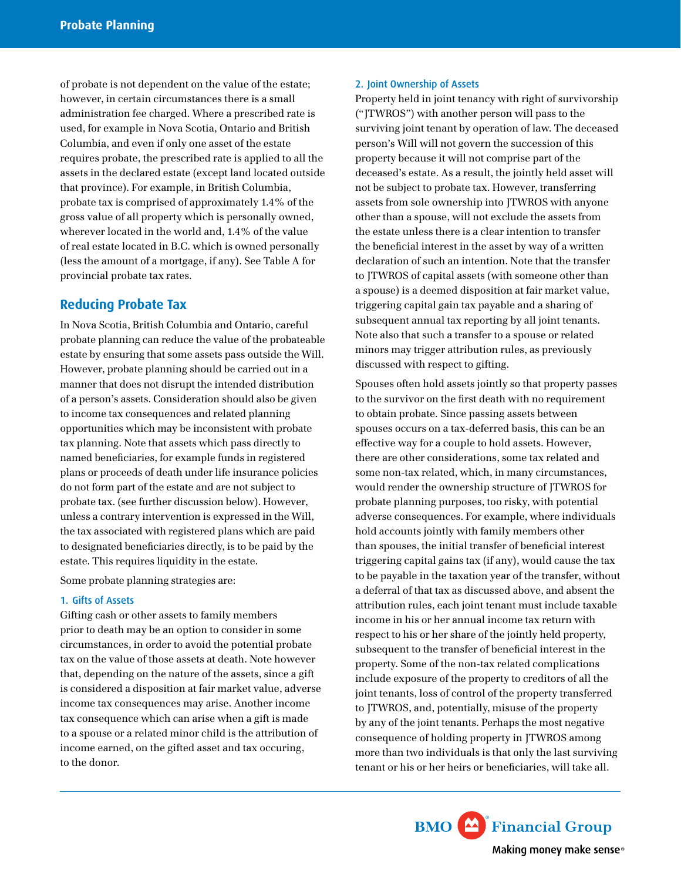of probate is not dependent on the value of the estate; however, in certain circumstances there is a small administration fee charged. Where a prescribed rate is used, for example in Nova Scotia, Ontario and British Columbia, and even if only one asset of the estate requires probate, the prescribed rate is applied to all the assets in the declared estate (except land located outside that province). For example, in British Columbia, probate tax is comprised of approximately 1.4% of the gross value of all property which is personally owned, wherever located in the world and, 1.4% of the value of real estate located in B.C. which is owned personally (less the amount of a mortgage, if any). See Table A for provincial probate tax rates.

## Reducing Probate Tax

In Nova Scotia, British Columbia and Ontario, careful probate planning can reduce the value of the probateable estate by ensuring that some assets pass outside the Will. However, probate planning should be carried out in a manner that does not disrupt the intended distribution of a person's assets. Consideration should also be given to income tax consequences and related planning opportunities which may be inconsistent with probate tax planning. Note that assets which pass directly to named beneficiaries, for example funds in registered plans or proceeds of death under life insurance policies do not form part of the estate and are not subject to probate tax. (see further discussion below). However, unless a contrary intervention is expressed in the Will, the tax associated with registered plans which are paid to designated beneficiaries directly, is to be paid by the estate. This requires liquidity in the estate.

Some probate planning strategies are:

### 1. Gifts of Assets

Gifting cash or other assets to family members prior to death may be an option to consider in some circumstances, in order to avoid the potential probate tax on the value of those assets at death. Note however that, depending on the nature of the assets, since a gift is considered a disposition at fair market value, adverse income tax consequences may arise. Another income tax consequence which can arise when a gift is made to a spouse or a related minor child is the attribution of income earned, on the gifted asset and tax occuring, to the donor.

### 2. Joint Ownership of Assets

Property held in joint tenancy with right of survivorship ("JTWROS") with another person will pass to the surviving joint tenant by operation of law. The deceased person's Will will not govern the succession of this property because it will not comprise part of the deceased's estate. As a result, the jointly held asset will not be subject to probate tax. However, transferring assets from sole ownership into JTWROS with anyone other than a spouse, will not exclude the assets from the estate unless there is a clear intention to transfer the beneficial interest in the asset by way of a written declaration of such an intention. Note that the transfer to JTWROS of capital assets (with someone other than a spouse) is a deemed disposition at fair market value, triggering capital gain tax payable and a sharing of subsequent annual tax reporting by all joint tenants. Note also that such a transfer to a spouse or related minors may trigger attribution rules, as previously discussed with respect to gifting.

Spouses often hold assets jointly so that property passes to the survivor on the first death with no requirement to obtain probate. Since passing assets between spouses occurs on a tax-deferred basis, this can be an effective way for a couple to hold assets. However, there are other considerations, some tax related and some non-tax related, which, in many circumstances, would render the ownership structure of JTWROS for probate planning purposes, too risky, with potential adverse consequences. For example, where individuals hold accounts jointly with family members other than spouses, the initial transfer of beneficial interest triggering capital gains tax (if any), would cause the tax to be payable in the taxation year of the transfer, without a deferral of that tax as discussed above, and absent the attribution rules, each joint tenant must include taxable income in his or her annual income tax return with respect to his or her share of the jointly held property, subsequent to the transfer of beneficial interest in the property. Some of the non-tax related complications include exposure of the property to creditors of all the joint tenants, loss of control of the property transferred to JTWROS, and, potentially, misuse of the property by any of the joint tenants. Perhaps the most negative consequence of holding property in JTWROS among more than two individuals is that only the last surviving tenant or his or her heirs or beneficiaries, will take all.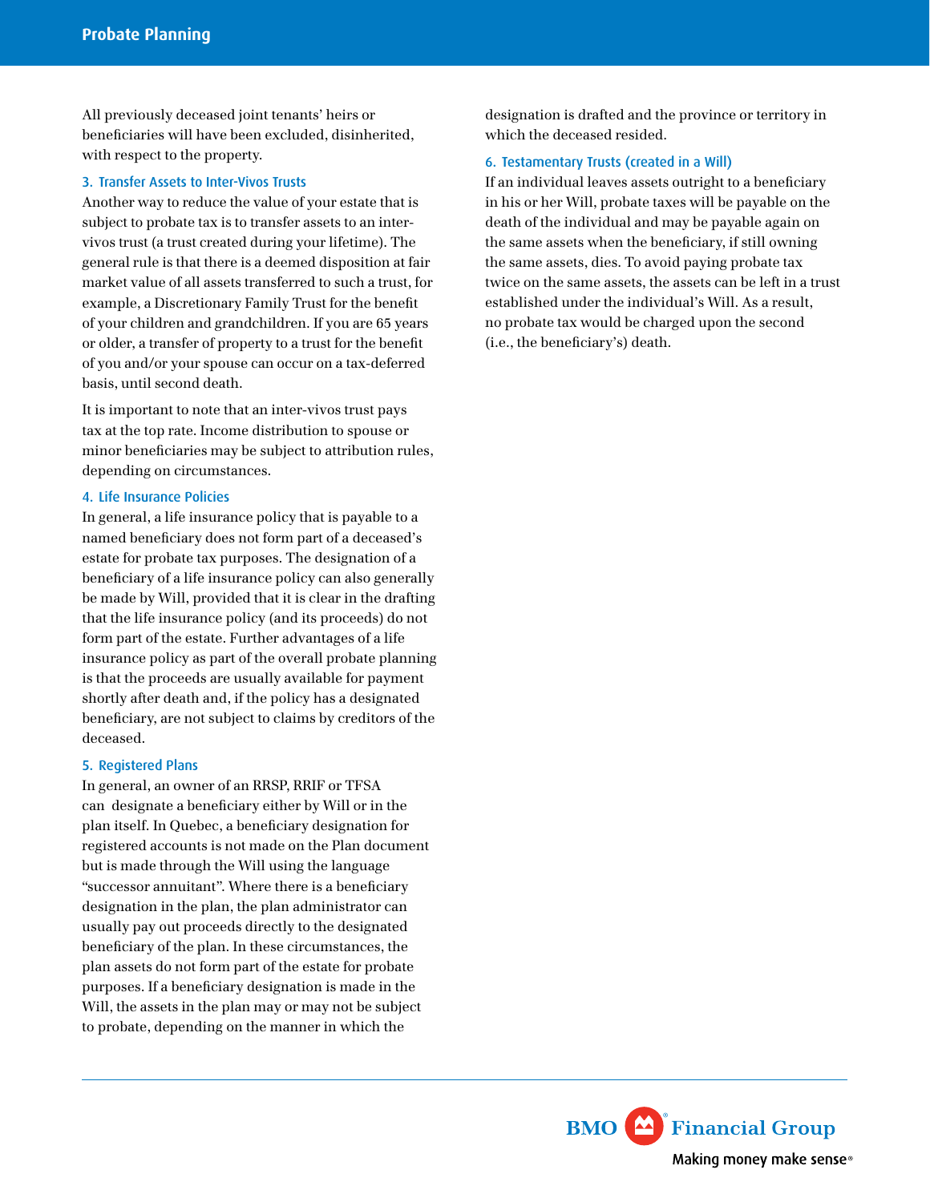All previously deceased joint tenants' heirs or beneficiaries will have been excluded, disinherited, with respect to the property.

### 3. Transfer Assets to Inter-Vivos Trusts

Another way to reduce the value of your estate that is subject to probate tax is to transfer assets to an inter-vivos trust (a trust created during your lifetime). The general rule is that there is a deemed disposition at fair market value of all assets transferred to such a trust, for example, a Discretionary Family Trust for the benefit of your children and grandchildren. If you are 65 years or older, a transfer of property to a trust for the benefit of you and/or your spouse can occur on a tax-deferred basis, until second death.

It is important to note that an inter-vivos trust pays tax at the top rate. Income distribution to spouse or minor beneficiaries may be subject to attribution rules, depending on circumstances.

### 4. Life Insurance Policies

In general, a life insurance policy that is payable to a named beneficiary does not form part of a deceased's estate for probate tax purposes. The designation of a beneficiary of a life insurance policy can also generally be made by Will, provided that it is clear in the drafting that the life insurance policy (and its proceeds) do not form part of the estate. Further advantages of a life insurance policy as part of the overall probate planning is that the proceeds are usually available for payment shortly after death and, if the policy has a designated beneficiary, are not subject to claims by creditors of the deceased.

### 5. Registered Plans

In general, an owner of an RRSP, RRIF or TFSA can designate a beneficiary either by Will or in the plan itself. In Quebec, a beneficiary designation for registered accounts is not made on the Plan document but is made through the Will using the language "successor annuitant". Where there is a beneficiary designation in the plan, the plan administrator can usually pay out proceeds directly to the designated beneficiary of the plan. In these circumstances, the plan assets do not form part of the estate for probate purposes. If a beneficiary designation is made in the Will, the assets in the plan may or may not be subject to probate, depending on the manner in which the designation is drafted and the province or territory in which the deceased resided.

### 6. Testamentary Trusts (created in a Will)

If an individual leaves assets outright to a beneficiary in his or her Will, probate taxes will be payable on the death of the individual and may be payable again on the same assets when the beneficiary, if still owning the same assets, dies. To avoid paying probate tax twice on the same assets, the assets can be left in a trust established under the individual's Will. As a result, no probate tax would be charged upon the second (i.e., the beneficiary's) death.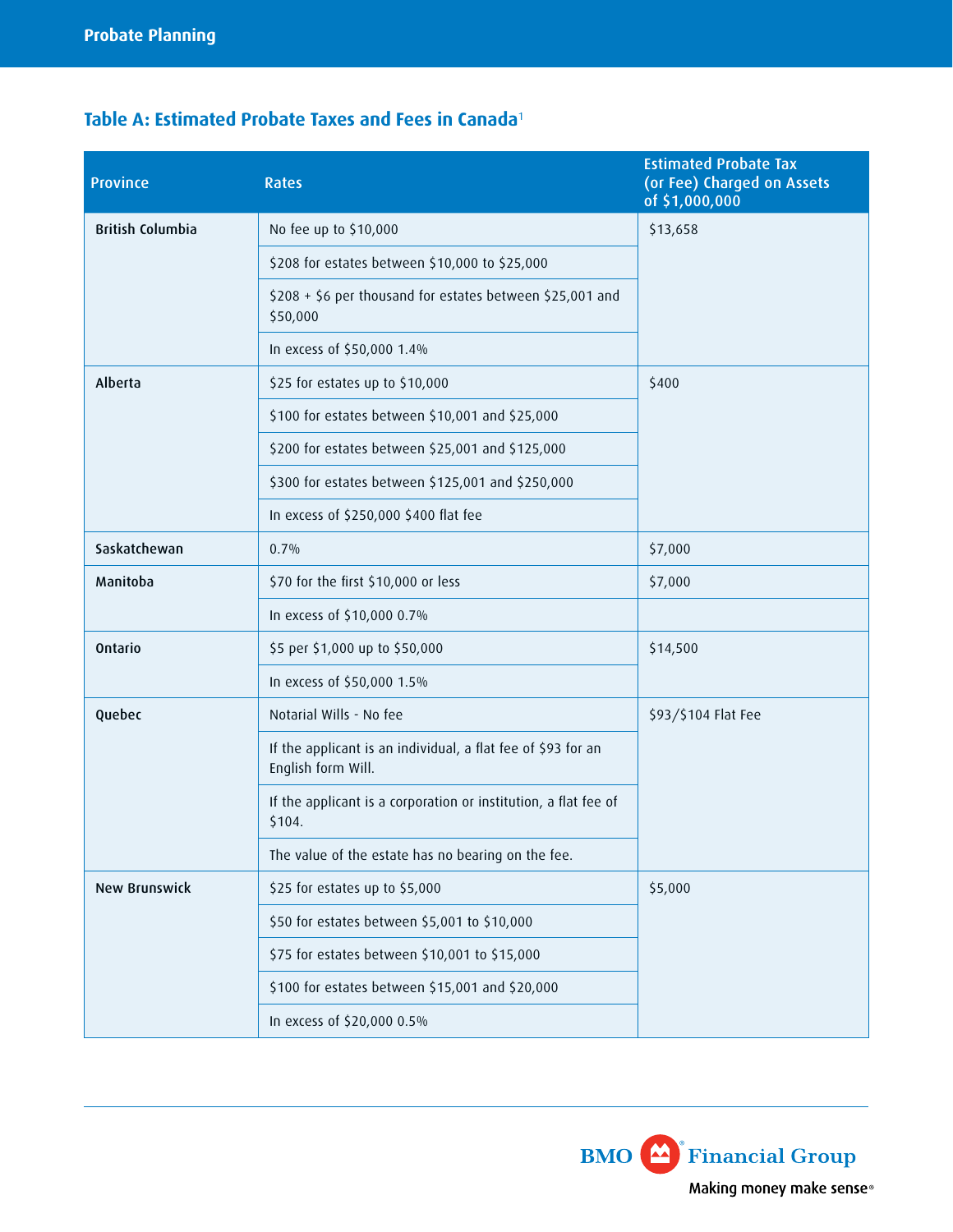## Table A: Estimated Probate Taxes and Fees in Canada[1]

| Province | Rates | Estimated Probate Tax (or Fee) Charged on Assets of $1,000,000 |
|---|---|---|
| **British Columbia** | No fee up to $10,000 | $13,658 |
| | $208 for estates between $10,000 to $25,000 | |
| | $208 + $6 per thousand for estates between $25,001 and $50,000 | |
| | In excess of $50,000 1.4% | |
| **Alberta** | $25 for estates up to $10,000 | $400 |
| | $100 for estates between $10,001 and $25,000 | |
| | $200 for estates between $25,001 and $125,000 | |
| | $300 for estates between $125,001 and $250,000 | |
| | In excess of $250,000 $400 flat fee | |
| **Saskatchewan** | 0.7% | $7,000 |
| **Manitoba** | $70 for the first $10,000 or less | $7,000 |
| | In excess of $10,000 0.7% | |
| **Ontario** | $5 per $1,000 up to $50,000 | $14,500 |
| | In excess of $50,000 1.5% | |
| **Quebec** | Notarial Wills - No fee | $93/$104 Flat Fee |
| | If the applicant is an individual, a flat fee of $93 for an English form Will. | |
| | If the applicant is a corporation or institution, a flat fee of $104. | |
| | The value of the estate has no bearing on the fee. | |
| **New Brunswick** | $25 for estates up to $5,000 | $5,000 |
| | $50 for estates between $5,001 to $10,000 | |
| | $75 for estates between $10,001 to $15,000 | |
| | $100 for estates between $15,001 and $20,000 | |
| | In excess of $20,000 0.5% | |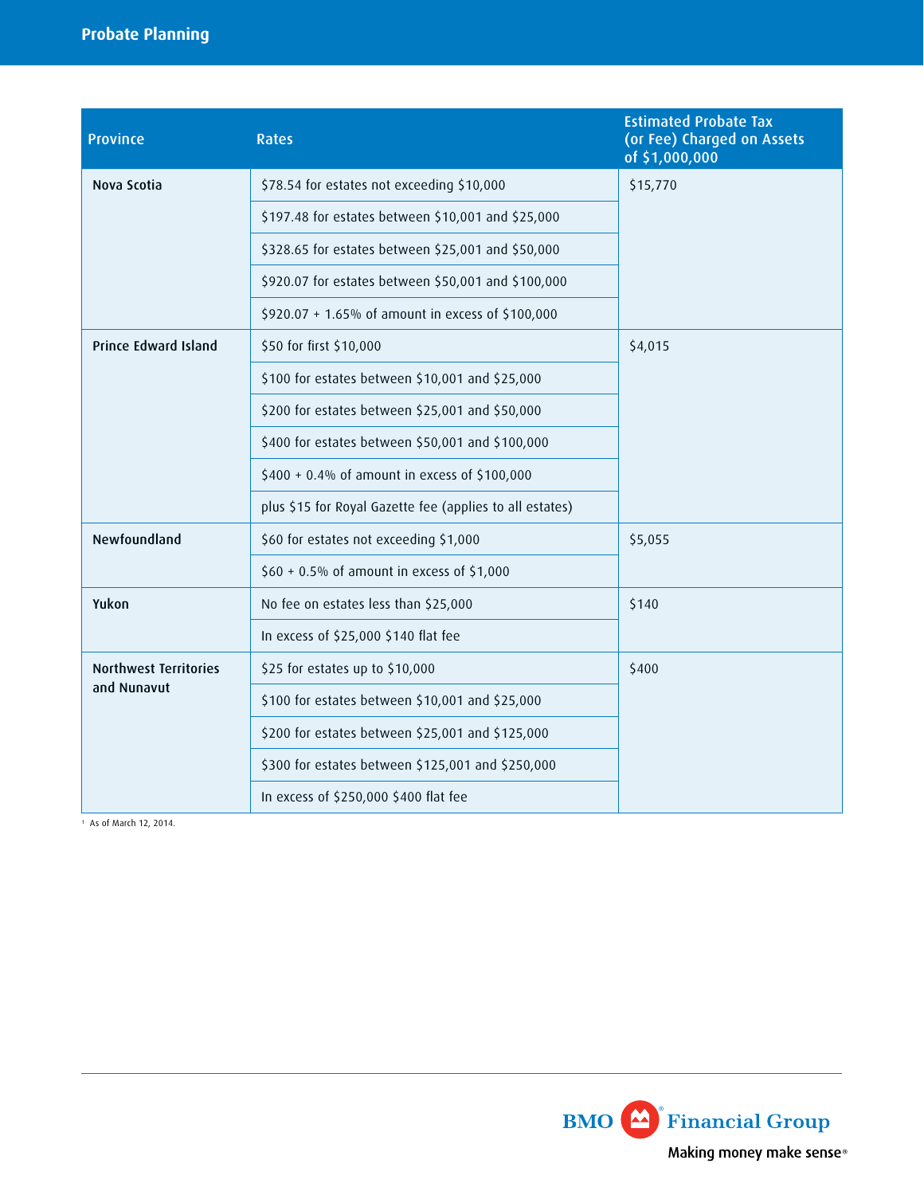| Province | Rates | Estimated Probate Tax (or Fee) Charged on Assets of $1,000,000 |
|---|---|---|
| **Nova Scotia** | $78.54 for estates not exceeding $10,000 | $15,770 |
| | $197.48 for estates between $10,001 and $25,000 | |
| | $328.65 for estates between $25,001 and $50,000 | |
| | $920.07 for estates between $50,001 and $100,000 | |
| | $920.07 + 1.65% of amount in excess of $100,000 | |
| **Prince Edward Island** | $50 for first $10,000 | $4,015 |
| | $100 for estates between $10,001 and $25,000 | |
| | $200 for estates between $25,001 and $50,000 | |
| | $400 for estates between $50,001 and $100,000 | |
| | $400 + 0.4% of amount in excess of $100,000 | |
| | plus $15 for Royal Gazette fee (applies to all estates) | |
| **Newfoundland** | $60 for estates not exceeding $1,000 | $5,055 |
| | $60 + 0.5% of amount in excess of $1,000 | |
| **Yukon** | No fee on estates less than $25,000 | $140 |
| | In excess of $25,000 $140 flat fee | |
| **Northwest Territories and Nunavut** | $25 for estates up to $10,000 | $400 |
| | $100 for estates between $10,001 and $25,000 | |
| | $200 for estates between $25,001 and $125,000 | |
| | $300 for estates between $125,001 and $250,000 | |
| | In excess of $250,000 $400 flat fee | |

[1] As of March 12, 2014.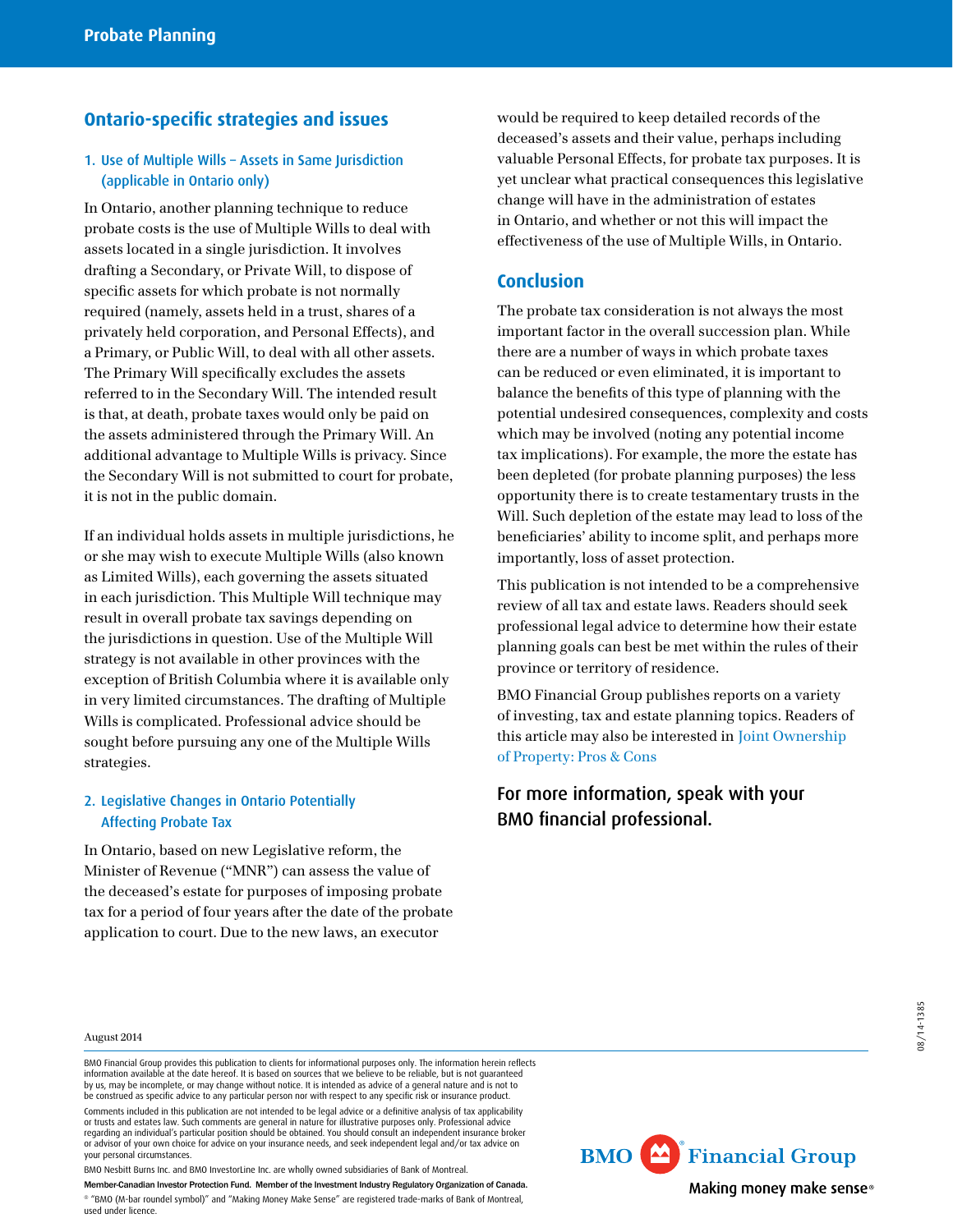## Ontario-specific strategies and issues

### 1. Use of Multiple Wills – Assets in Same Jurisdiction (applicable in Ontario only)

In Ontario, another planning technique to reduce probate costs is the use of Multiple Wills to deal with assets located in a single jurisdiction. It involves drafting a Secondary, or Private Will, to dispose of specific assets for which probate is not normally required (namely, assets held in a trust, shares of a privately held corporation, and Personal Effects), and a Primary, or Public Will, to deal with all other assets. The Primary Will specifically excludes the assets referred to in the Secondary Will. The intended result is that, at death, probate taxes would only be paid on the assets administered through the Primary Will. An additional advantage to Multiple Wills is privacy. Since the Secondary Will is not submitted to court for probate, it is not in the public domain.

If an individual holds assets in multiple jurisdictions, he or she may wish to execute Multiple Wills (also known as Limited Wills), each governing the assets situated in each jurisdiction. This Multiple Will technique may result in overall probate tax savings depending on the jurisdictions in question. Use of the Multiple Will strategy is not available in other provinces with the exception of British Columbia where it is available only in very limited circumstances. The drafting of Multiple Wills is complicated. Professional advice should be sought before pursuing any one of the Multiple Wills strategies.

### 2. Legislative Changes in Ontario Potentially Affecting Probate Tax

In Ontario, based on new Legislative reform, the Minister of Revenue ("MNR") can assess the value of the deceased's estate for purposes of imposing probate tax for a period of four years after the date of the probate application to court. Due to the new laws, an executor would be required to keep detailed records of the deceased's assets and their value, perhaps including valuable Personal Effects, for probate tax purposes. It is yet unclear what practical consequences this legislative change will have in the administration of estates in Ontario, and whether or not this will impact the effectiveness of the use of Multiple Wills, in Ontario.

## Conclusion

The probate tax consideration is not always the most important factor in the overall succession plan. While there are a number of ways in which probate taxes can be reduced or even eliminated, it is important to balance the benefits of this type of planning with the potential undesired consequences, complexity and costs which may be involved (noting any potential income tax implications). For example, the more the estate has been depleted (for probate planning purposes) the less opportunity there is to create testamentary trusts in the Will. Such depletion of the estate may lead to loss of the beneficiaries' ability to income split, and perhaps more importantly, loss of asset protection.

This publication is not intended to be a comprehensive review of all tax and estate laws. Readers should seek professional legal advice to determine how their estate planning goals can best be met within the rules of their province or territory of residence.

BMO Financial Group publishes reports on a variety of investing, tax and estate planning topics. Readers of this article may also be interested in Joint Ownership of Property: Pros & Cons

**For more information, speak with your BMO financial professional.**

August 2014

BMO Financial Group provides this publication to clients for informational purposes only. The information herein reflects information available at the date hereof. It is based on sources that we believe to be reliable, but is not guaranteed by us, may be incomplete, or may change without notice. It is intended as advice of a general nature and is not to be construed as specific advice to any particular person nor with respect to any specific risk or insurance product.

Comments included in this publication are not intended to be legal advice or a definitive analysis of tax applicability or trusts and estates law. Such comments are general in nature for illustrative purposes only. Professional advice regarding an individual's particular position should be obtained. You should consult an independent insurance broker or advisor of your own choice for advice on your insurance needs, and seek independent legal and/or tax advice on your personal circumstances.

BMO Nesbitt Burns Inc. and BMO InvestorLine Inc. are wholly owned subsidiaries of Bank of Montreal.

**Member-Canadian Investor Protection Fund. Member of the Investment Industry Regulatory Organization of Canada.**

® "BMO (M-bar roundel symbol)" and "Making Money Make Sense" are registered trade-marks of Bank of Montreal, used under licence.

BMO Financial Group

Making money make sense®

08/14-1385